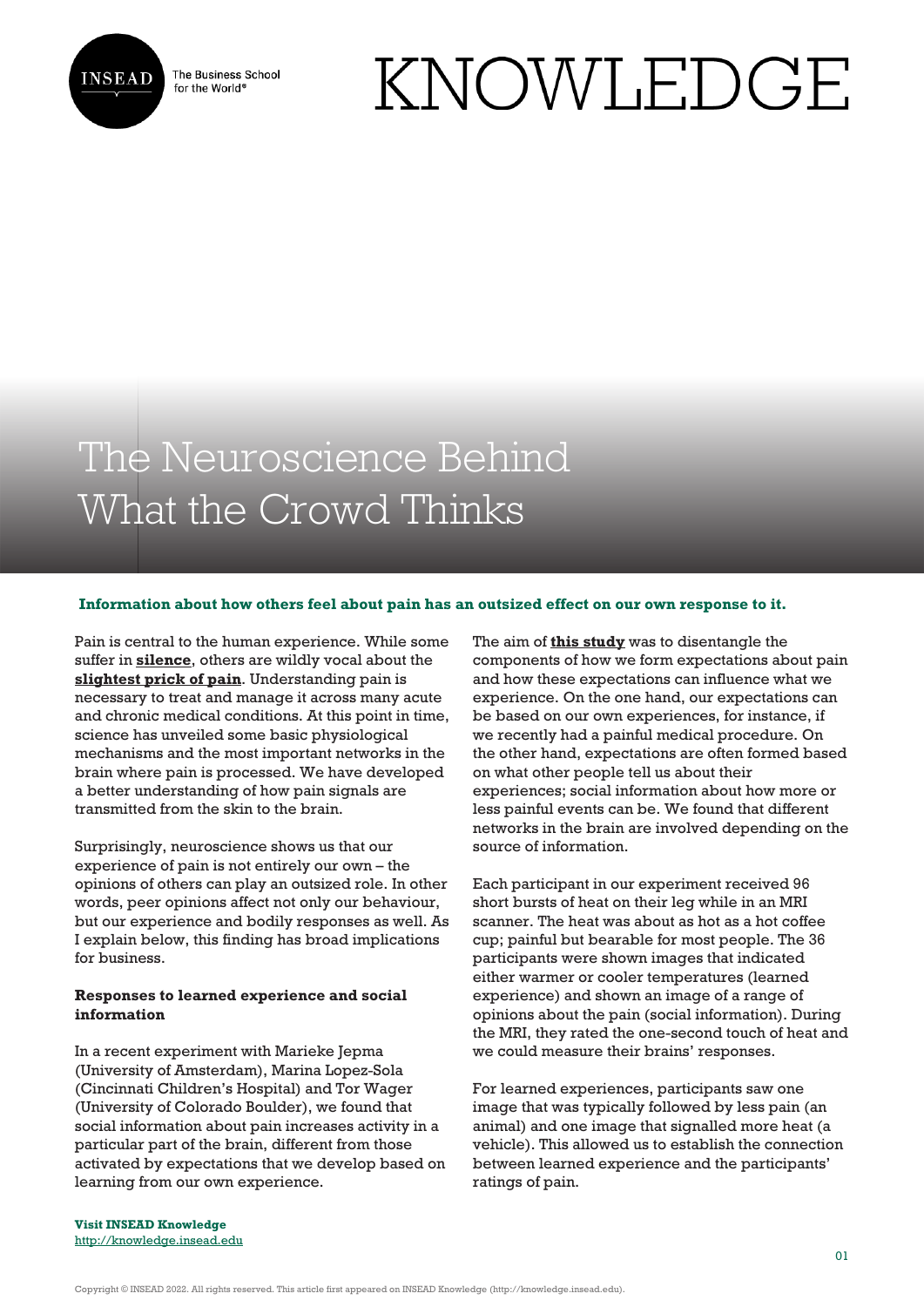# The Neuroscience Behind What the Crowd Thinks

**Information about how others feel about pain has an outsized effect on our own response to it.**

Pain is central to the human experience. While some suffer in **silence**, others are wildly vocal about the **slightest prick of pain**. Understanding pain is necessary to treat and manage it across many acute and chronic medical conditions. At this point in time, science has unveiled some basic physiological mechanisms and the most important networks in the brain where pain is processed. We have developed a better understanding of how pain signals are transmitted from the skin to the brain.

Surprisingly, neuroscience shows us that our experience of pain is not entirely our own – the opinions of others can play an outsized role. In other words, peer opinions affect not only our behaviour, but our experience and bodily responses as well. As I explain below, this finding has broad implications for business.

### Responses to learned experience and social information

In a recent experiment with Marieke Jepma (University of Amsterdam), Marina Lopez-Sola (Cincinnati Children's Hospital) and Tor Wager (University of Colorado Boulder), we found that social information about pain increases activity in a particular part of the brain, different from those activated by expectations that we develop based on learning from our own experience.

The aim of **this study** was to disentangle the components of how we form expectations about pain and how these expectations can influence what we experience. On the one hand, our expectations can be based on our own experiences, for instance, if we recently had a painful medical procedure. On the other hand, expectations are often formed based on what other people tell us about their experiences; social information about how more or less painful events can be. We found that different networks in the brain are involved depending on the source of information.

Each participant in our experiment received 96 short bursts of heat on their leg while in an MRI scanner. The heat was about as hot as a hot coffee cup; painful but bearable for most people. The 36 participants were shown images that indicated either warmer or cooler temperatures (learned experience) and shown an image of a range of opinions about the pain (social information). During the MRI, they rated the one-second touch of heat and we could measure their brains' responses.

For learned experiences, participants saw one image that was typically followed by less pain (an animal) and one image that signalled more heat (a vehicle). This allowed us to establish the connection between learned experience and the participants' ratings of pain.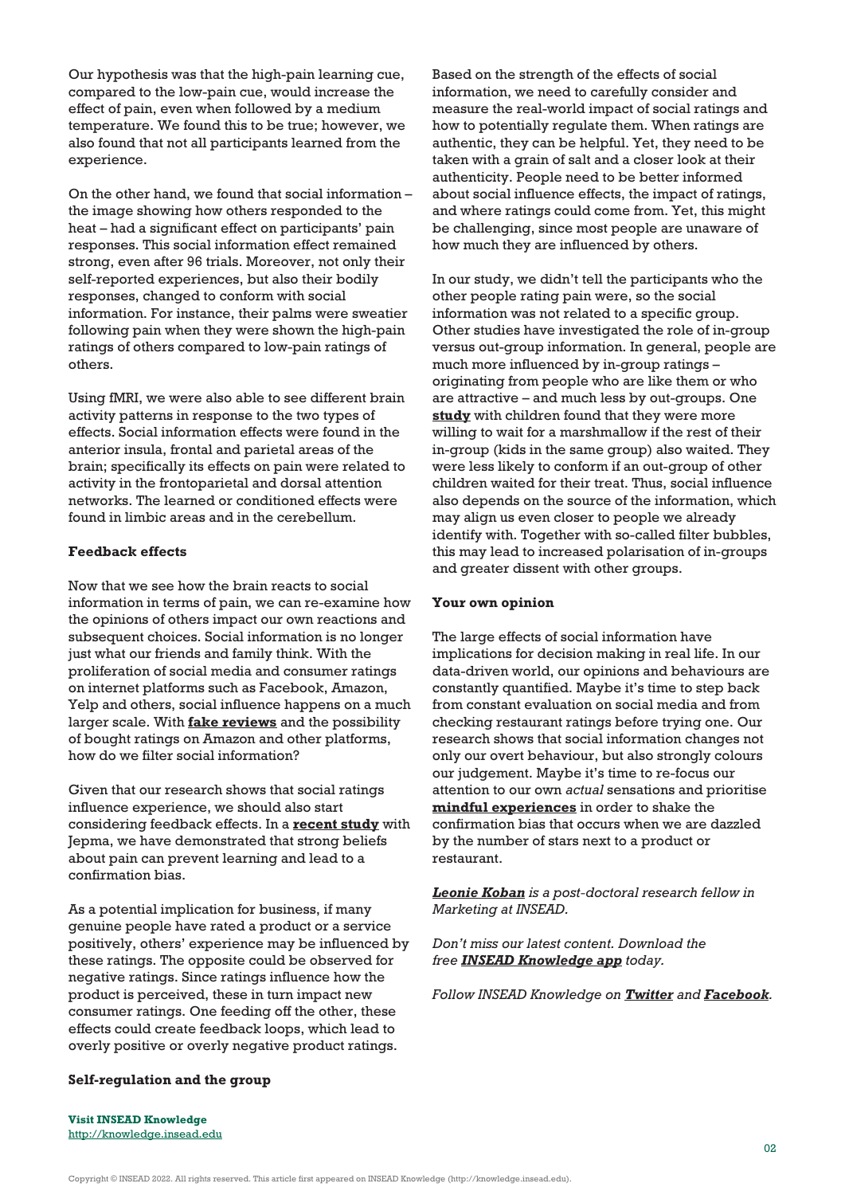Our hypothesis was that the high-pain learning cue, compared to the low-pain cue, would increase the effect of pain, even when followed by a medium temperature. We found this to be true; however, we also found that not all participants learned from the experience.

On the other hand, we found that social information – the image showing how others responded to the heat – had a significant effect on participants' pain responses. This social information effect remained strong, even after 96 trials. Moreover, not only their self-reported experiences, but also their bodily responses, changed to conform with social information. For instance, their palms were sweatier following pain when they were shown the high-pain ratings of others compared to low-pain ratings of others.

Using fMRI, we were also able to see different brain activity patterns in response to the two types of effects. Social information effects were found in the anterior insula, frontal and parietal areas of the brain; specifically its effects on pain were related to activity in the frontoparietal and dorsal attention networks. The learned or conditioned effects were found in limbic areas and in the cerebellum.

**Feedback effects**

Now that we see how the brain reacts to social information in terms of pain, we can re-examine how the opinions of others impact our own reactions and subsequent choices. Social information is no longer just what our friends and family think. With the proliferation of social media and consumer ratings on internet platforms such as Facebook, Amazon, Yelp and others, social influence happens on a much larger scale. With **fake reviews** and the possibility of bought ratings on Amazon and other platforms, how do we filter social information?

Given that our research shows that social ratings influence experience, we should also start considering feedback effects. In a **recent study** with Jepma, we have demonstrated that strong beliefs about pain can prevent learning and lead to a confirmation bias.

As a potential implication for business, if many genuine people have rated a product or a service positively, others' experience may be influenced by these ratings. The opposite could be observed for negative ratings. Since ratings influence how the product is perceived, these in turn impact new consumer ratings. One feeding off the other, these effects could create feedback loops, which lead to overly positive or overly negative product ratings.

**Self-regulation and the group**

Based on the strength of the effects of social information, we need to carefully consider and measure the real-world impact of social ratings and how to potentially regulate them. When ratings are authentic, they can be helpful. Yet, they need to be taken with a grain of salt and a closer look at their authenticity. People need to be better informed about social influence effects, the impact of ratings, and where ratings could come from. Yet, this might be challenging, since most people are unaware of how much they are influenced by others.

In our study, we didn't tell the participants who the other people rating pain were, so the social information was not related to a specific group. Other studies have investigated the role of in-group versus out-group information. In general, people are much more influenced by in-group ratings – originating from people who are like them or who are attractive – and much less by out-groups. One **study** with children found that they were more willing to wait for a marshmallow if the rest of their in-group (kids in the same group) also waited. They were less likely to conform if an out-group of other children waited for their treat. Thus, social influence also depends on the source of the information, which may align us even closer to people we already identify with. Together with so-called filter bubbles, this may lead to increased polarisation of in-groups and greater dissent with other groups.

**Your own opinion**

The large effects of social information have implications for decision making in real life. In our data-driven world, our opinions and behaviours are constantly quantified. Maybe it's time to step back from constant evaluation on social media and from checking restaurant ratings before trying one. Our research shows that social information changes not only our overt behaviour, but also strongly colours our judgement. Maybe it's time to re-focus our attention to our own *actual* sensations and prioritise **mindful experiences** in order to shake the confirmation bias that occurs when we are dazzled by the number of stars next to a product or restaurant.

***Leonie Koban*** *is a post-doctoral research fellow in Marketing at INSEAD.*

*Don't miss our latest content. Download the free* ***INSEAD Knowledge app*** *today.*

*Follow INSEAD Knowledge on* ***Twitter*** *and* ***Facebook****.*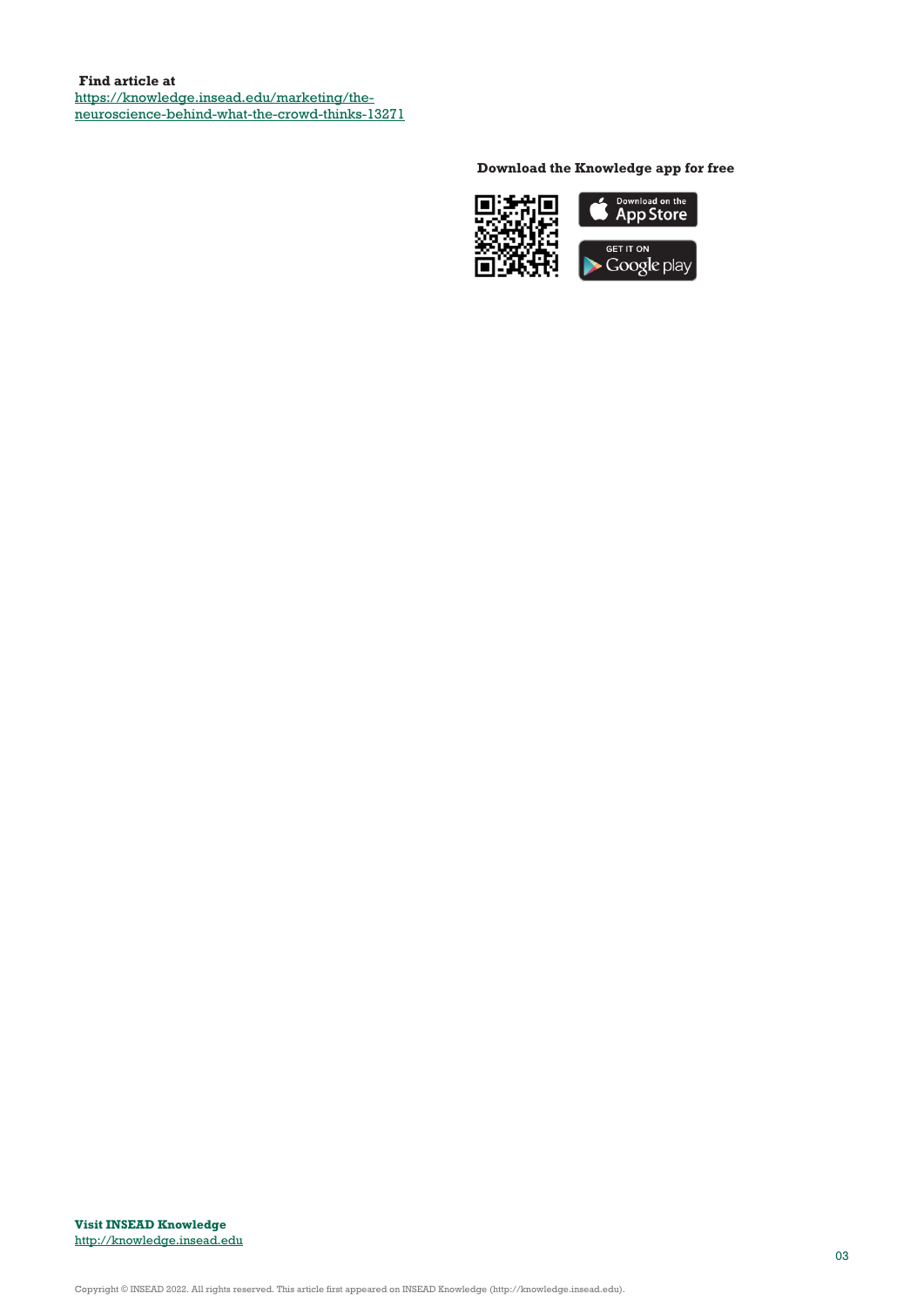**Find article at**
https://knowledge.insead.edu/marketing/the-neuroscience-behind-what-the-crowd-thinks-13271

**Download the Knowledge app for free**

Download on the App Store

GET IT ON Google play

**Visit INSEAD Knowledge**
http://knowledge.insead.edu

Copyright © INSEAD 2022. All rights reserved. This article first appeared on INSEAD Knowledge (http://knowledge.insead.edu).